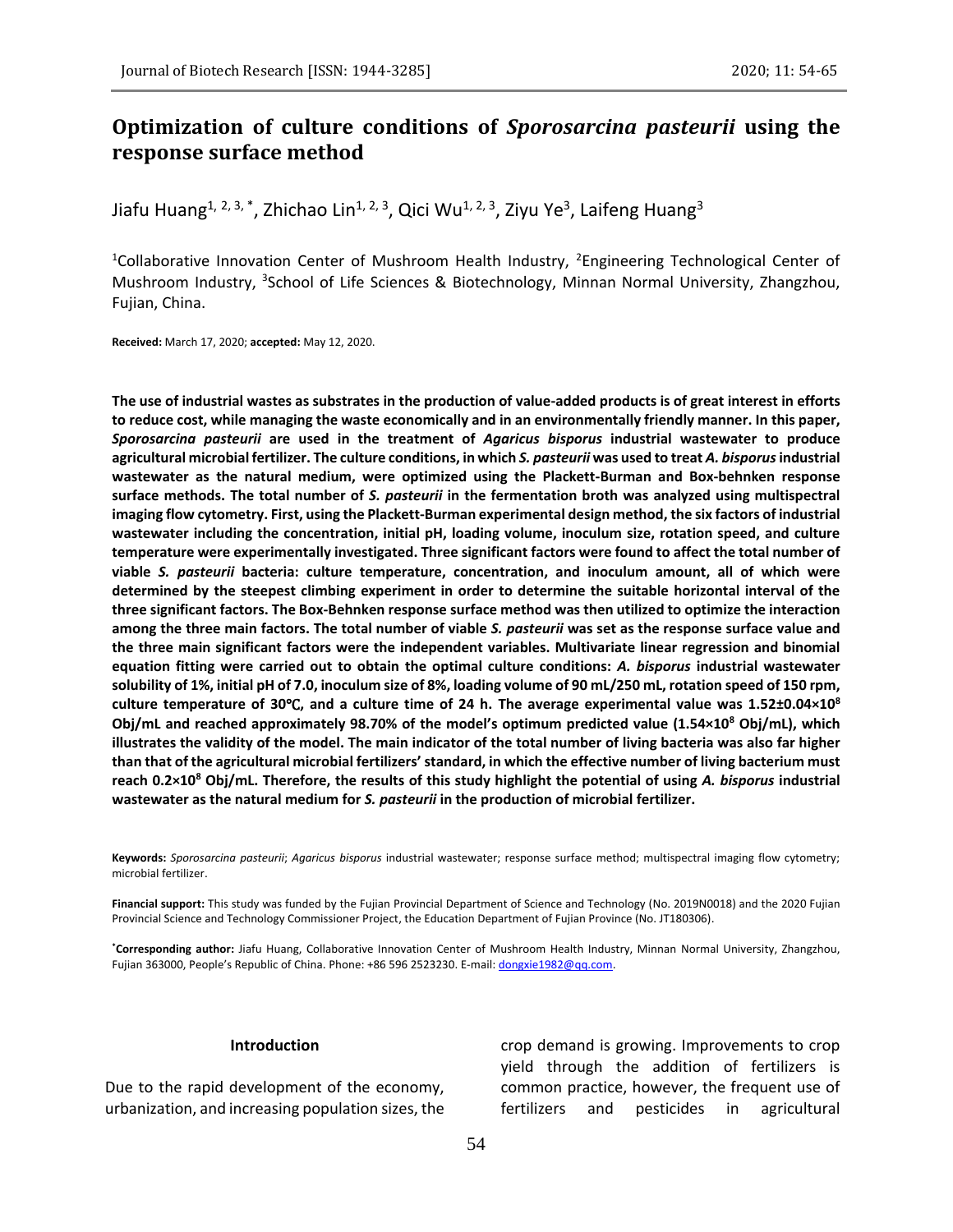# Optimization of culture conditions of *Sporosarcina pasteurii* using the response surface method

Jiafu Huang[1, 2, 3, *], Zhichao Lin[1, 2, 3], Qici Wu[1, 2, 3], Ziyu Ye[3], Laifeng Huang[3]

[1]Collaborative Innovation Center of Mushroom Health Industry, [2]Engineering Technological Center of Mushroom Industry, [3]School of Life Sciences & Biotechnology, Minnan Normal University, Zhangzhou, Fujian, China.

**Received:** March 17, 2020; **accepted:** May 12, 2020.

**The use of industrial wastes as substrates in the production of value-added products is of great interest in efforts to reduce cost, while managing the waste economically and in an environmentally friendly manner. In this paper, *Sporosarcina pasteurii* are used in the treatment of *Agaricus bisporus* industrial wastewater to produce agricultural microbial fertilizer. The culture conditions, in which *S. pasteurii* was used to treat *A. bisporus* industrial wastewater as the natural medium, were optimized using the Plackett-Burman and Box-behnken response surface methods. The total number of *S. pasteurii* in the fermentation broth was analyzed using multispectral imaging flow cytometry. First, using the Plackett-Burman experimental design method, the six factors of industrial wastewater including the concentration, initial pH, loading volume, inoculum size, rotation speed, and culture temperature were experimentally investigated. Three significant factors were found to affect the total number of viable *S. pasteurii* bacteria: culture temperature, concentration, and inoculum amount, all of which were determined by the steepest climbing experiment in order to determine the suitable horizontal interval of the three significant factors. The Box-Behnken response surface method was then utilized to optimize the interaction among the three main factors. The total number of viable *S. pasteurii* was set as the response surface value and the three main significant factors were the independent variables. Multivariate linear regression and binomial equation fitting were carried out to obtain the optimal culture conditions: *A. bisporus* industrial wastewater solubility of 1%, initial pH of 7.0, inoculum size of 8%, loading volume of 90 mL/250 mL, rotation speed of 150 rpm, culture temperature of 30℃, and a culture time of 24 h. The average experimental value was 1.52±0.04×$10^8$ Obj/mL and reached approximately 98.70% of the model's optimum predicted value (1.54×$10^8$ Obj/mL), which illustrates the validity of the model. The main indicator of the total number of living bacteria was also far higher than that of the agricultural microbial fertilizers' standard, in which the effective number of living bacterium must reach 0.2×$10^8$ Obj/mL. Therefore, the results of this study highlight the potential of using *A. bisporus* industrial wastewater as the natural medium for *S. pasteurii* in the production of microbial fertilizer.**

**Keywords:** *Sporosarcina pasteurii*; *Agaricus bisporus* industrial wastewater; response surface method; multispectral imaging flow cytometry; microbial fertilizer.

**Financial support:** This study was funded by the Fujian Provincial Department of Science and Technology (No. 2019N0018) and the 2020 Fujian Provincial Science and Technology Commissioner Project, the Education Department of Fujian Province (No. JT180306).

**[*]Corresponding author:** Jiafu Huang, Collaborative Innovation Center of Mushroom Health Industry, Minnan Normal University, Zhangzhou, Fujian 363000, People's Republic of China. Phone: +86 596 2523230. E-mail: dongxie1982@qq.com.

## Introduction

Due to the rapid development of the economy, urbanization, and increasing population sizes, the crop demand is growing. Improvements to crop yield through the addition of fertilizers is common practice, however, the frequent use of fertilizers and pesticides in agricultural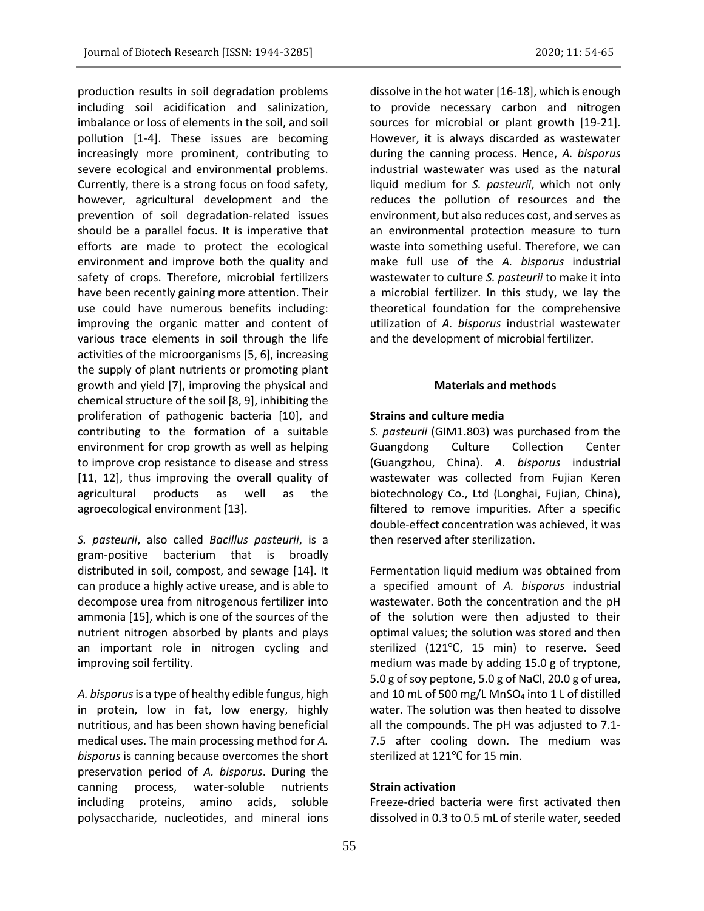production results in soil degradation problems including soil acidification and salinization, imbalance or loss of elements in the soil, and soil pollution [1-4]. These issues are becoming increasingly more prominent, contributing to severe ecological and environmental problems. Currently, there is a strong focus on food safety, however, agricultural development and the prevention of soil degradation-related issues should be a parallel focus. It is imperative that efforts are made to protect the ecological environment and improve both the quality and safety of crops. Therefore, microbial fertilizers have been recently gaining more attention. Their use could have numerous benefits including: improving the organic matter and content of various trace elements in soil through the life activities of the microorganisms [5, 6], increasing the supply of plant nutrients or promoting plant growth and yield [7], improving the physical and chemical structure of the soil [8, 9], inhibiting the proliferation of pathogenic bacteria [10], and contributing to the formation of a suitable environment for crop growth as well as helping to improve crop resistance to disease and stress [11, 12], thus improving the overall quality of agricultural products as well as the agroecological environment [13].

*S. pasteurii*, also called *Bacillus pasteurii*, is a gram-positive bacterium that is broadly distributed in soil, compost, and sewage [14]. It can produce a highly active urease, and is able to decompose urea from nitrogenous fertilizer into ammonia [15], which is one of the sources of the nutrient nitrogen absorbed by plants and plays an important role in nitrogen cycling and improving soil fertility.

*A. bisporus* is a type of healthy edible fungus, high in protein, low in fat, low energy, highly nutritious, and has been shown having beneficial medical uses. The main processing method for *A. bisporus* is canning because overcomes the short preservation period of *A. bisporus*. During the canning process, water-soluble nutrients including proteins, amino acids, soluble polysaccharide, nucleotides, and mineral ions dissolve in the hot water [16-18], which is enough to provide necessary carbon and nitrogen sources for microbial or plant growth [19-21]. However, it is always discarded as wastewater during the canning process. Hence, *A. bisporus* industrial wastewater was used as the natural liquid medium for *S. pasteurii*, which not only reduces the pollution of resources and the environment, but also reduces cost, and serves as an environmental protection measure to turn waste into something useful. Therefore, we can make full use of the *A. bisporus* industrial wastewater to culture *S. pasteurii* to make it into a microbial fertilizer. In this study, we lay the theoretical foundation for the comprehensive utilization of *A. bisporus* industrial wastewater and the development of microbial fertilizer.

## Materials and methods

### Strains and culture media

*S. pasteurii* (GIM1.803) was purchased from the Guangdong Culture Collection Center (Guangzhou, China). *A. bisporus* industrial wastewater was collected from Fujian Keren biotechnology Co., Ltd (Longhai, Fujian, China), filtered to remove impurities. After a specific double-effect concentration was achieved, it was then reserved after sterilization.

Fermentation liquid medium was obtained from a specified amount of *A. bisporus* industrial wastewater. Both the concentration and the pH of the solution were then adjusted to their optimal values; the solution was stored and then sterilized (121℃, 15 min) to reserve. Seed medium was made by adding 15.0 g of tryptone, 5.0 g of soy peptone, 5.0 g of NaCl, 20.0 g of urea, and 10 mL of 500 mg/L $MnSO_4$ into 1 L of distilled water. The solution was then heated to dissolve all the compounds. The pH was adjusted to 7.1-7.5 after cooling down. The medium was sterilized at 121℃ for 15 min.

### Strain activation

Freeze-dried bacteria were first activated then dissolved in 0.3 to 0.5 mL of sterile water, seeded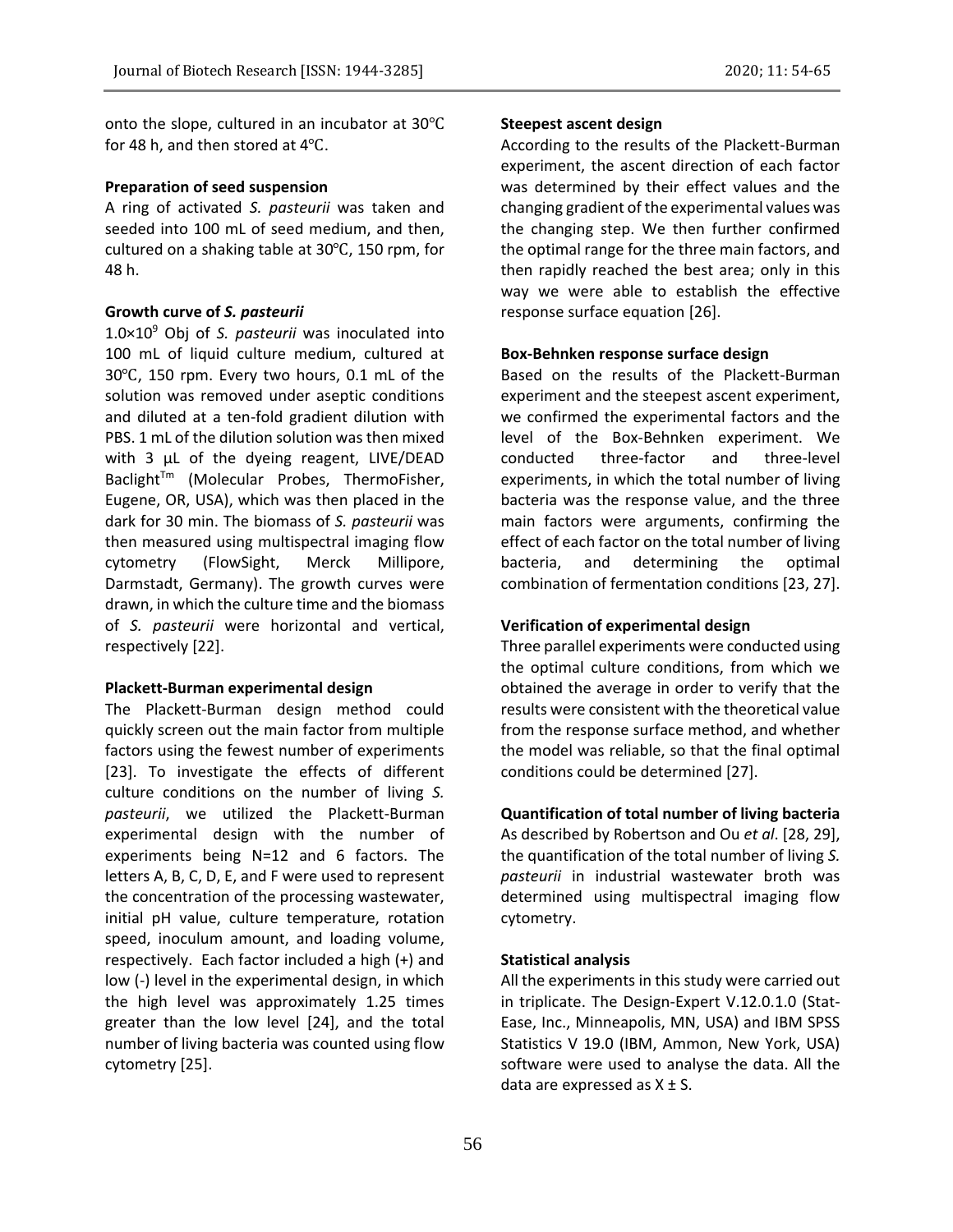onto the slope, cultured in an incubator at 30℃ for 48 h, and then stored at 4℃.

**Preparation of seed suspension**

A ring of activated *S. pasteurii* was taken and seeded into 100 mL of seed medium, and then, cultured on a shaking table at 30℃, 150 rpm, for 48 h.

**Growth curve of *S. pasteurii***

$1.0 \times 10^9$ Obj of *S. pasteurii* was inoculated into 100 mL of liquid culture medium, cultured at 30℃, 150 rpm. Every two hours, 0.1 mL of the solution was removed under aseptic conditions and diluted at a ten-fold gradient dilution with PBS. 1 mL of the dilution solution was then mixed with 3 μL of the dyeing reagent, LIVE/DEAD Baclight[Tm] (Molecular Probes, ThermoFisher, Eugene, OR, USA), which was then placed in the dark for 30 min. The biomass of *S. pasteurii* was then measured using multispectral imaging flow cytometry (FlowSight, Merck Millipore, Darmstadt, Germany). The growth curves were drawn, in which the culture time and the biomass of *S. pasteurii* were horizontal and vertical, respectively [22].

**Plackett-Burman experimental design**

The Plackett-Burman design method could quickly screen out the main factor from multiple factors using the fewest number of experiments [23]. To investigate the effects of different culture conditions on the number of living *S. pasteurii*, we utilized the Plackett-Burman experimental design with the number of experiments being N=12 and 6 factors. The letters A, B, C, D, E, and F were used to represent the concentration of the processing wastewater, initial pH value, culture temperature, rotation speed, inoculum amount, and loading volume, respectively. Each factor included a high (+) and low (-) level in the experimental design, in which the high level was approximately 1.25 times greater than the low level [24], and the total number of living bacteria was counted using flow cytometry [25].

**Steepest ascent design**

According to the results of the Plackett-Burman experiment, the ascent direction of each factor was determined by their effect values and the changing gradient of the experimental values was the changing step. We then further confirmed the optimal range for the three main factors, and then rapidly reached the best area; only in this way we were able to establish the effective response surface equation [26].

**Box-Behnken response surface design**

Based on the results of the Plackett-Burman experiment and the steepest ascent experiment, we confirmed the experimental factors and the level of the Box-Behnken experiment. We conducted three-factor and three-level experiments, in which the total number of living bacteria was the response value, and the three main factors were arguments, confirming the effect of each factor on the total number of living bacteria, and determining the optimal combination of fermentation conditions [23, 27].

**Verification of experimental design**

Three parallel experiments were conducted using the optimal culture conditions, from which we obtained the average in order to verify that the results were consistent with the theoretical value from the response surface method, and whether the model was reliable, so that the final optimal conditions could be determined [27].

**Quantification of total number of living bacteria**

As described by Robertson and Ou *et al*. [28, 29], the quantification of the total number of living *S. pasteurii* in industrial wastewater broth was determined using multispectral imaging flow cytometry.

**Statistical analysis**

All the experiments in this study were carried out in triplicate. The Design-Expert V.12.0.1.0 (Stat-Ease, Inc., Minneapolis, MN, USA) and IBM SPSS Statistics V 19.0 (IBM, Ammon, New York, USA) software were used to analyse the data. All the data are expressed as $X \pm S$.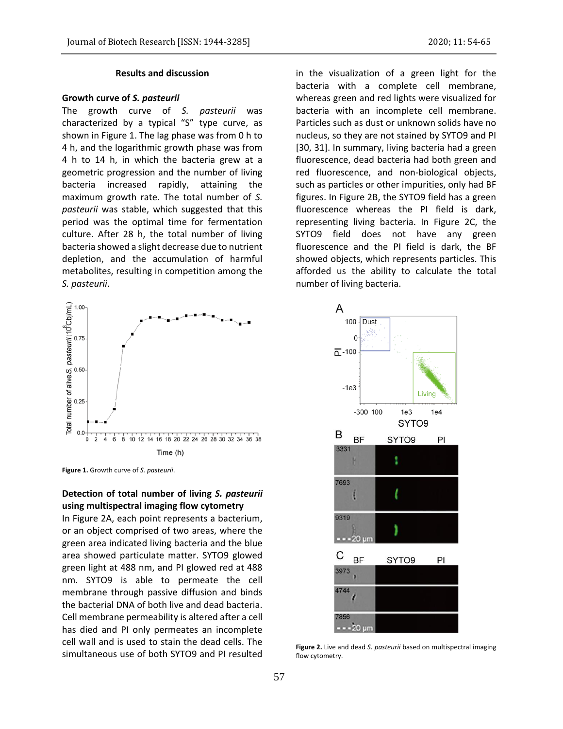## Results and discussion

### Growth curve of *S. pasteurii*

The growth curve of *S. pasteurii* was characterized by a typical "S" type curve, as shown in Figure 1. The lag phase was from 0 h to 4 h, and the logarithmic growth phase was from 4 h to 14 h, in which the bacteria grew at a geometric progression and the number of living bacteria increased rapidly, attaining the maximum growth rate. The total number of *S. pasteurii* was stable, which suggested that this period was the optimal time for fermentation culture. After 28 h, the total number of living bacteria showed a slight decrease due to nutrient depletion, and the accumulation of harmful metabolites, resulting in competition among the *S. pasteurii*.

Total number of alive *S. pasteurii* ($10^8$Obj/mL)
1.00
0.75
0.50
0.25
0.0
0 2 4 6 8 10 12 14 16 18 20 22 24 26 28 30 32 34 36 38
Time (h)

**Figure 1.** Growth curve of *S. pasteurii*.

### Detection of total number of living *S. pasteurii* using multispectral imaging flow cytometry

In Figure 2A, each point represents a bacterium, or an object comprised of two areas, where the green area indicated living bacteria and the blue area showed particulate matter. SYTO9 glowed green light at 488 nm, and PI glowed red at 488 nm. SYTO9 is able to permeate the cell membrane through passive diffusion and binds the bacterial DNA of both live and dead bacteria. Cell membrane permeability is altered after a cell has died and PI only permeates an incomplete cell wall and is used to stain the dead cells. The simultaneous use of both SYTO9 and PI resulted in the visualization of a green light for the bacteria with a complete cell membrane, whereas green and red lights were visualized for bacteria with an incomplete cell membrane. Particles such as dust or unknown solids have no nucleus, so they are not stained by SYTO9 and PI [30, 31]. In summary, living bacteria had a green fluorescence, dead bacteria had both green and red fluorescence, and non-biological objects, such as particles or other impurities, only had BF figures. In Figure 2B, the SYTO9 field has a green fluorescence whereas the PI field is dark, representing living bacteria. In Figure 2C, the SYTO9 field does not have any green fluorescence and the PI field is dark, the BF showed objects, which represents particles. This afforded us the ability to calculate the total number of living bacteria.

A
100 Dust
0
PI -100
-1e3
Living
-300 100 1e3 1e4
SYTO9

B BF SYTO9 PI
3331
7693
9319
20 µm

C BF SYTO9 PI
3973
4744
7856
20 µm

**Figure 2.** Live and dead *S. pasteurii* based on multispectral imaging flow cytometry.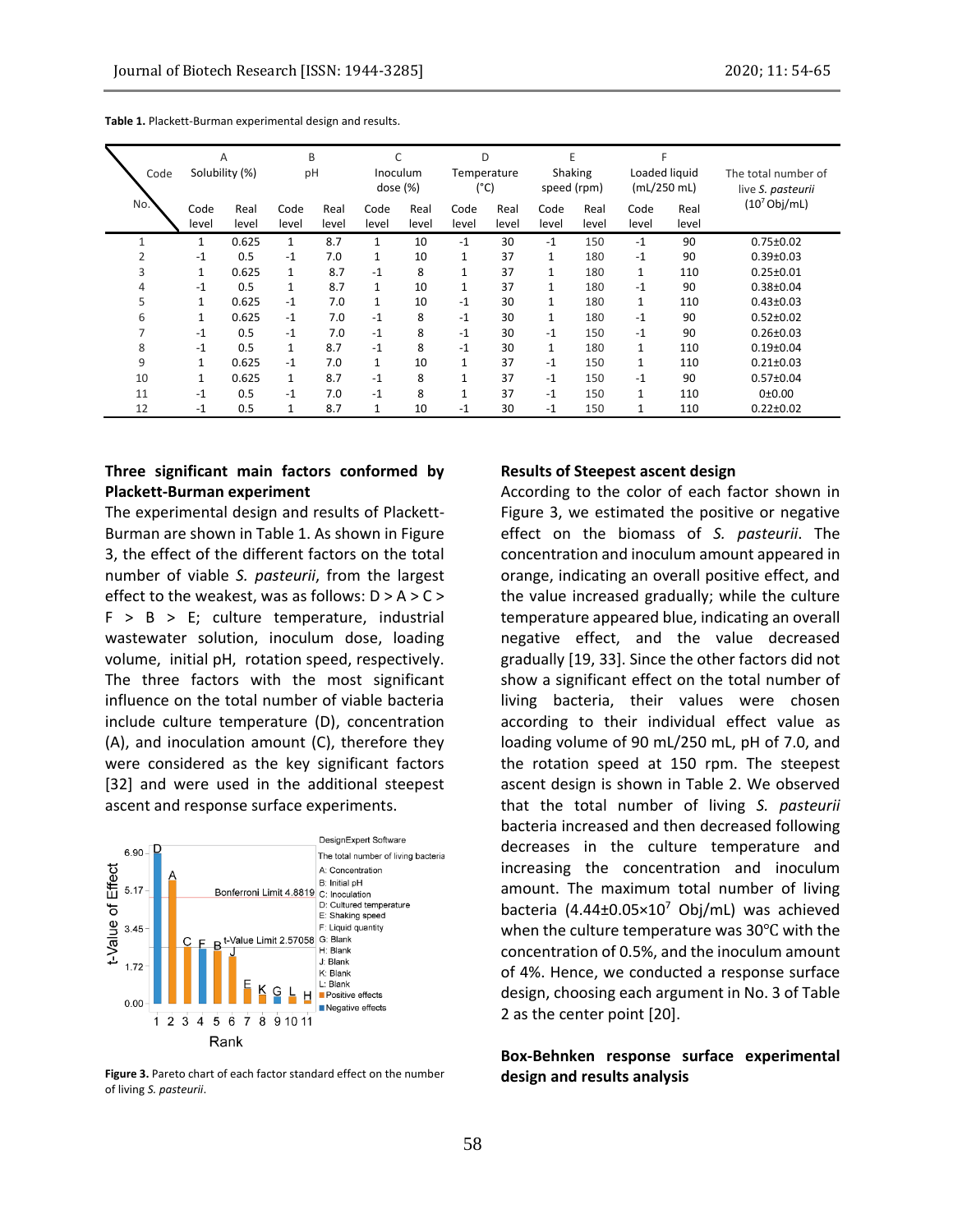**Table 1.** Plackett-Burman experimental design and results.

| Code / No. | A Solubility (%) | | B pH | | C Inoculum dose (%) | | D Temperature (°C) | | E Shaking speed (rpm) | | F Loaded liquid (mL/250 mL) | | The total number of live *S. pasteurii* ($10^7$ Obj/mL) |
|---|---|---|---|---|---|---|---|---|---|---|---|---|---|
| | Code level | Real level | Code level | Real level | Code level | Real level | Code level | Real level | Code level | Real level | Code level | Real level | |
| 1 | 1 | 0.625 | 1 | 8.7 | 1 | 10 | -1 | 30 | -1 | 150 | -1 | 90 | 0.75±0.02 |
| 2 | -1 | 0.5 | -1 | 7.0 | 1 | 10 | 1 | 37 | 1 | 180 | -1 | 90 | 0.39±0.03 |
| 3 | 1 | 0.625 | 1 | 8.7 | -1 | 8 | 1 | 37 | 1 | 180 | 1 | 110 | 0.25±0.01 |
| 4 | -1 | 0.5 | 1 | 8.7 | 1 | 10 | 1 | 37 | 1 | 180 | -1 | 90 | 0.38±0.04 |
| 5 | 1 | 0.625 | -1 | 7.0 | 1 | 10 | -1 | 30 | 1 | 180 | 1 | 110 | 0.43±0.03 |
| 6 | 1 | 0.625 | -1 | 7.0 | -1 | 8 | -1 | 30 | 1 | 180 | -1 | 90 | 0.52±0.02 |
| 7 | -1 | 0.5 | -1 | 7.0 | -1 | 8 | -1 | 30 | -1 | 150 | -1 | 90 | 0.26±0.03 |
| 8 | -1 | 0.5 | 1 | 8.7 | -1 | 8 | -1 | 30 | 1 | 180 | 1 | 110 | 0.19±0.04 |
| 9 | 1 | 0.625 | -1 | 7.0 | 1 | 10 | 1 | 37 | -1 | 150 | 1 | 110 | 0.21±0.03 |
| 10 | 1 | 0.625 | 1 | 8.7 | -1 | 8 | 1 | 37 | -1 | 150 | -1 | 90 | 0.57±0.04 |
| 11 | -1 | 0.5 | -1 | 7.0 | -1 | 8 | 1 | 37 | -1 | 150 | 1 | 110 | 0±0.00 |
| 12 | -1 | 0.5 | 1 | 8.7 | 1 | 10 | -1 | 30 | -1 | 150 | 1 | 110 | 0.22±0.02 |

**Three significant main factors conformed by Plackett-Burman experiment**

The experimental design and results of Plackett-Burman are shown in Table 1. As shown in Figure 3, the effect of the different factors on the total number of viable *S. pasteurii*, from the largest effect to the weakest, was as follows: D > A > C > F > B > E; culture temperature, industrial wastewater solution, inoculum dose, loading volume, initial pH, rotation speed, respectively. The three factors with the most significant influence on the total number of viable bacteria include culture temperature (D), concentration (A), and inoculation amount (C), therefore they were considered as the key significant factors [32] and were used in the additional steepest ascent and response surface experiments.

DesignExpert Software
The total number of living bacteria
A: Concentration
B: Initial pH
C: Inoculation
D: Cultured temperature
E: Shaking speed
F: Liquid quantity
G: Blank
H: Blank
J: Blank
K: Blank
L: Blank
Positive effects
Negative effects
Bonferroni Limit 4.8819
t-Value Limit 2.57058
t-Value of Effect
6.90
5.17
3.45
1.72
0.00
D A C F B J E K G L H
1 2 3 4 5 6 7 8 9 10 11
Rank

**Figure 3.** Pareto chart of each factor standard effect on the number of living *S. pasteurii*.

**Results of Steepest ascent design**

According to the color of each factor shown in Figure 3, we estimated the positive or negative effect on the biomass of *S. pasteurii*. The concentration and inoculum amount appeared in orange, indicating an overall positive effect, and the value increased gradually; while the culture temperature appeared blue, indicating an overall negative effect, and the value decreased gradually [19, 33]. Since the other factors did not show a significant effect on the total number of living bacteria, their values were chosen according to their individual effect value as loading volume of 90 mL/250 mL, pH of 7.0, and the rotation speed at 150 rpm. The steepest ascent design is shown in Table 2. We observed that the total number of living *S. pasteurii* bacteria increased and then decreased following decreases in the culture temperature and increasing the concentration and inoculum amount. The maximum total number of living bacteria ($4.44 \pm 0.05 \times 10^7$ Obj/mL) was achieved when the culture temperature was 30℃ with the concentration of 0.5%, and the inoculum amount of 4%. Hence, we conducted a response surface design, choosing each argument in No. 3 of Table 2 as the center point [20].

**Box-Behnken response surface experimental design and results analysis**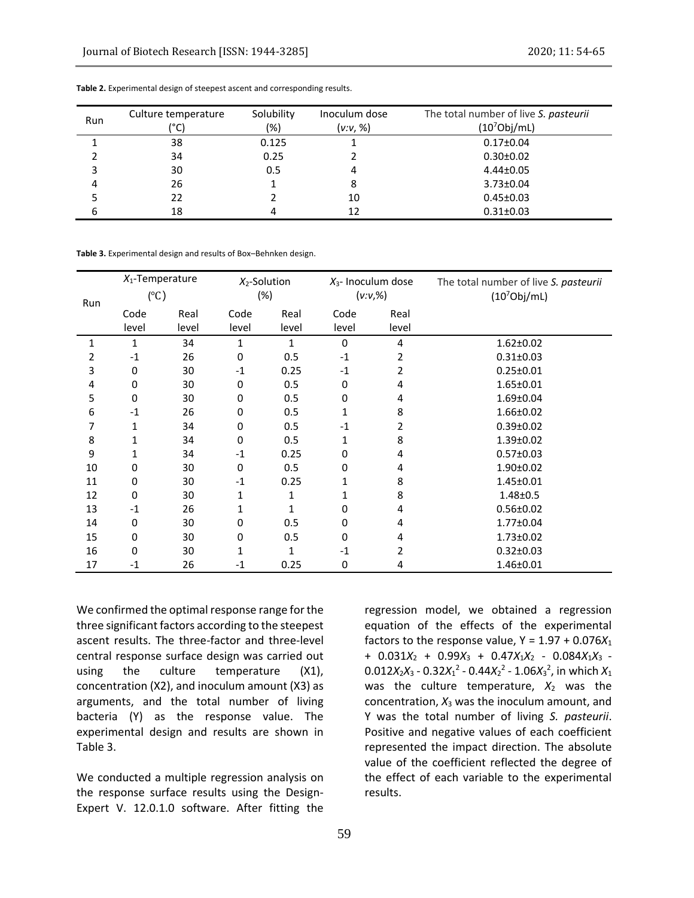**Table 2.** Experimental design of steepest ascent and corresponding results.

| Run | Culture temperature (°C) | Solubility (%) | Inoculum dose (*v:v*, %) | The total number of live *S. pasteurii* ($10^7$Obj/mL) |
|---|---|---|---|---|
| 1 | 38 | 0.125 | 1 | 0.17±0.04 |
| 2 | 34 | 0.25 | 2 | 0.30±0.02 |
| 3 | 30 | 0.5 | 4 | 4.44±0.05 |
| 4 | 26 | 1 | 8 | 3.73±0.04 |
| 5 | 22 | 2 | 10 | 0.45±0.03 |
| 6 | 18 | 4 | 12 | 0.31±0.03 |

**Table 3.** Experimental design and results of Box–Behnken design.

| Run | $X_1$-Temperature (℃) | | $X_2$-Solution (%) | | $X_3$- Inoculum dose (*v:v*,%) | | The total number of live *S. pasteurii* ($10^7$Obj/mL) |
|---|---|---|---|---|---|---|---|
| | Code level | Real level | Code level | Real level | Code level | Real level | |
| 1 | 1 | 34 | 1 | 1 | 0 | 4 | 1.62±0.02 |
| 2 | -1 | 26 | 0 | 0.5 | -1 | 2 | 0.31±0.03 |
| 3 | 0 | 30 | -1 | 0.25 | -1 | 2 | 0.25±0.01 |
| 4 | 0 | 30 | 0 | 0.5 | 0 | 4 | 1.65±0.01 |
| 5 | 0 | 30 | 0 | 0.5 | 0 | 4 | 1.69±0.04 |
| 6 | -1 | 26 | 0 | 0.5 | 1 | 8 | 1.66±0.02 |
| 7 | 1 | 34 | 0 | 0.5 | -1 | 2 | 0.39±0.02 |
| 8 | 1 | 34 | 0 | 0.5 | 1 | 8 | 1.39±0.02 |
| 9 | 1 | 34 | -1 | 0.25 | 0 | 4 | 0.57±0.03 |
| 10 | 0 | 30 | 0 | 0.5 | 0 | 4 | 1.90±0.02 |
| 11 | 0 | 30 | -1 | 0.25 | 1 | 8 | 1.45±0.01 |
| 12 | 0 | 30 | 1 | 1 | 1 | 8 | 1.48±0.5 |
| 13 | -1 | 26 | 1 | 1 | 0 | 4 | 0.56±0.02 |
| 14 | 0 | 30 | 0 | 0.5 | 0 | 4 | 1.77±0.04 |
| 15 | 0 | 30 | 0 | 0.5 | 0 | 4 | 1.73±0.02 |
| 16 | 0 | 30 | 1 | 1 | -1 | 2 | 0.32±0.03 |
| 17 | -1 | 26 | -1 | 0.25 | 0 | 4 | 1.46±0.01 |

We confirmed the optimal response range for the three significant factors according to the steepest ascent results. The three-factor and three-level central response surface design was carried out using the culture temperature (X1), concentration (X2), and inoculum amount (X3) as arguments, and the total number of living bacteria (Y) as the response value. The experimental design and results are shown in Table 3.

We conducted a multiple regression analysis on the response surface results using the Design-Expert V. 12.0.1.0 software. After fitting the regression model, we obtained a regression equation of the effects of the experimental factors to the response value, $Y = 1.97 + 0.076X_1 + 0.031X_2 + 0.99X_3 + 0.47X_1X_2 - 0.084X_1X_3 - 0.012X_2X_3 - 0.32X_1^2 - 0.44X_2^2 - 1.06X_3^2$, in which $X_1$ was the culture temperature, $X_2$ was the concentration, $X_3$ was the inoculum amount, and Y was the total number of living *S. pasteurii*. Positive and negative values of each coefficient represented the impact direction. The absolute value of the coefficient reflected the degree of the effect of each variable to the experimental results.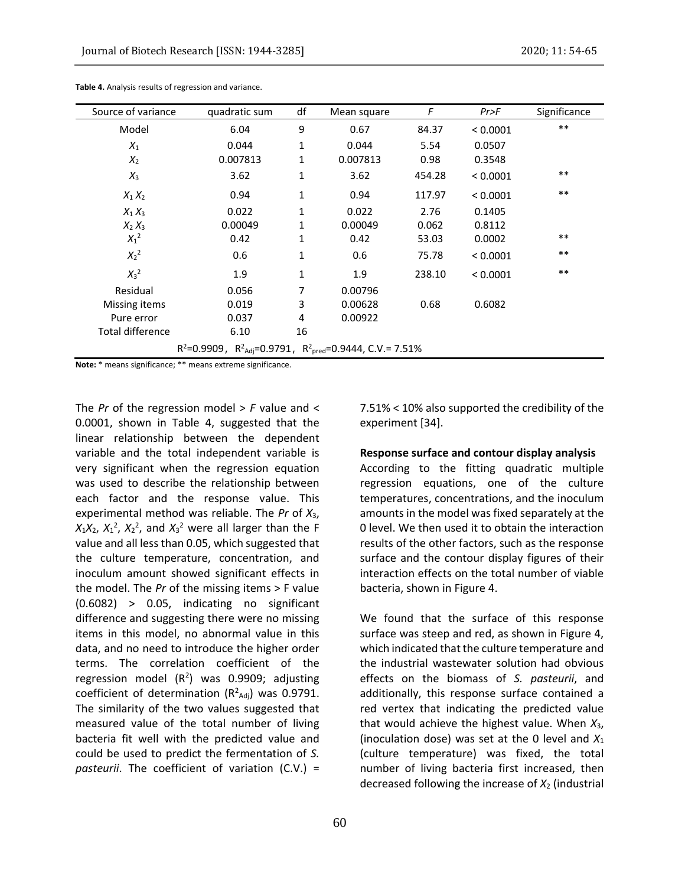**Table 4.** Analysis results of regression and variance.

| Source of variance | quadratic sum | df | Mean square | $F$ | $Pr>F$ | Significance |
|---|---|---|---|---|---|---|
| Model | 6.04 | 9 | 0.67 | 84.37 | < 0.0001 | ** |
| $X_1$ | 0.044 | 1 | 0.044 | 5.54 | 0.0507 | |
| $X_2$ | 0.007813 | 1 | 0.007813 | 0.98 | 0.3548 | |
| $X_3$ | 3.62 | 1 | 3.62 | 454.28 | < 0.0001 | ** |
| $X_1X_2$ | 0.94 | 1 | 0.94 | 117.97 | < 0.0001 | ** |
| $X_1X_3$ | 0.022 | 1 | 0.022 | 2.76 | 0.1405 | |
| $X_2X_3$ | 0.00049 | 1 | 0.00049 | 0.062 | 0.8112 | |
| $X_1^2$ | 0.42 | 1 | 0.42 | 53.03 | 0.0002 | ** |
| $X_2^2$ | 0.6 | 1 | 0.6 | 75.78 | < 0.0001 | ** |
| $X_3^2$ | 1.9 | 1 | 1.9 | 238.10 | < 0.0001 | ** |
| Residual | 0.056 | 7 | 0.00796 | | | |
| Missing items | 0.019 | 3 | 0.00628 | 0.68 | 0.6082 | |
| Pure error | 0.037 | 4 | 0.00922 | | | |
| Total difference | 6.10 | 16 | | | | |
| $R^2$=0.9909, $R^2_{Adj}$=0.9791, $R^2_{pred}$=0.9444, C.V.= 7.51% | | | | | | |

**Note:** * means significance; ** means extreme significance.

The *Pr* of the regression model > *F* value and < 0.0001, shown in Table 4, suggested that the linear relationship between the dependent variable and the total independent variable is very significant when the regression equation was used to describe the relationship between each factor and the response value. This experimental method was reliable. The *Pr* of $X_3$, $X_1X_2$, $X_1^2$, $X_2^2$, and $X_3^2$ were all larger than the F value and all less than 0.05, which suggested that the culture temperature, concentration, and inoculum amount showed significant effects in the model. The *Pr* of the missing items > F value (0.6082) > 0.05, indicating no significant difference and suggesting there were no missing items in this model, no abnormal value in this data, and no need to introduce the higher order terms. The correlation coefficient of the regression model ($R^2$) was 0.9909; adjusting coefficient of determination ($R^2_{Adj}$) was 0.9791. The similarity of the two values suggested that measured value of the total number of living bacteria fit well with the predicted value and could be used to predict the fermentation of *S. pasteurii*. The coefficient of variation (C.V.) = 7.51% < 10% also supported the credibility of the experiment [34].

**Response surface and contour display analysis**

According to the fitting quadratic multiple regression equations, one of the culture temperatures, concentrations, and the inoculum amounts in the model was fixed separately at the 0 level. We then used it to obtain the interaction results of the other factors, such as the response surface and the contour display figures of their interaction effects on the total number of viable bacteria, shown in Figure 4.

We found that the surface of this response surface was steep and red, as shown in Figure 4, which indicated that the culture temperature and the industrial wastewater solution had obvious effects on the biomass of *S. pasteurii*, and additionally, this response surface contained a red vertex that indicating the predicted value that would achieve the highest value. When $X_3$, (inoculation dose) was set at the 0 level and $X_1$ (culture temperature) was fixed, the total number of living bacteria first increased, then decreased following the increase of $X_2$ (industrial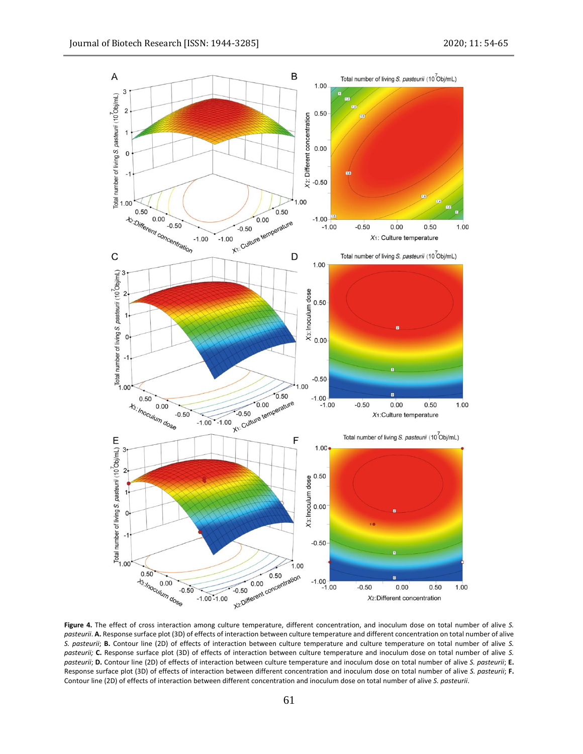A

Total number of living *S. pasteurii* ($10^7$ Obj/mL)

3
2
1
0
-1

1.00
0.50
0.00
-0.50
-1.00
$X_2$:Different concentration

-1.00
-0.50
0.00
0.50
1.00
$X_1$: Culture temperature

B

Total number of living *S. pasteurii* ($10^7$ Obj/mL)

$X_2$: Different concentration

1.00
0.50
0.00
-0.50
-1.00

-1.00
-0.50
0.00
0.50
1.00

$X_1$: Culture temperature

1
1.2
1.4
1.6
1.8

C

Total number of living *S. pasteurii* ($10^7$ Obj/mL)

3
2
1
0
-1

1.00
0.50
0.00
-0.50
-1.00
$X_3$: Inoculum dose

-1.00
-0.50
0.00
0.50
1.00
$X_1$: Culture temperature

D

Total number of living *S. pasteurii* ($10^7$ Obj/mL)

$X_3$: Inoculum dose

1.00
0.50
0.00
-0.50
-1.00

-1.00
-0.50
0.00
0.50
1.00

$X_1$:Culture temperature

2
1
0

E

Total number of living *S. pasteurii* ($10^7$ Obj/mL)

3
2
1
0
-1

1.00
0.50
0.00
-0.50
-1.00
$X_3$:Inoculum dose

-1.00
-0.50
0.00
0.50
1.00
$X_2$:Different concentration

F

Total number of living *S. pasteurii* ($10^7$ Obj/mL)

$X_3$: Inoculum dose

1.00
0.50
0.00
-0.50
-1.00

-1.00
-0.50
0.00
0.50
1.00

$X_2$:Different concentration

2
1
0

**Figure 4.** The effect of cross interaction among culture temperature, different concentration, and inoculum dose on total number of alive *S. pasteurii*. **A.** Response surface plot (3D) of effects of interaction between culture temperature and different concentration on total number of alive *S. pasteurii*; **B.** Contour line (2D) of effects of interaction between culture temperature and culture temperature on total number of alive *S. pasteurii;* **C.** Response surface plot (3D) of effects of interaction between culture temperature and inoculum dose on total number of alive *S. pasteurii*; **D.** Contour line (2D) of effects of interaction between culture temperature and inoculum dose on total number of alive *S. pasteurii*; **E.** Response surface plot (3D) of effects of interaction between different concentration and inoculum dose on total number of alive *S. pasteurii*; **F.** Contour line (2D) of effects of interaction between different concentration and inoculum dose on total number of alive *S. pasteurii*.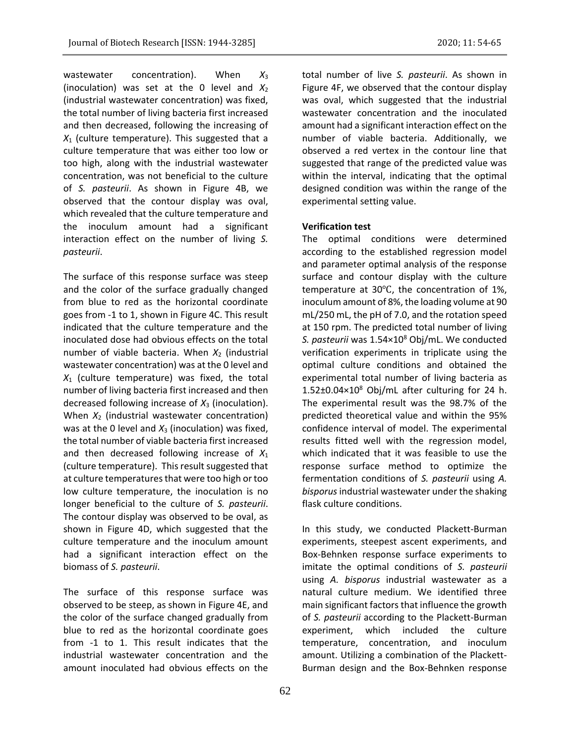wastewater concentration). When $X_3$ (inoculation) was set at the 0 level and $X_2$ (industrial wastewater concentration) was fixed, the total number of living bacteria first increased and then decreased, following the increasing of $X_1$ (culture temperature). This suggested that a culture temperature that was either too low or too high, along with the industrial wastewater concentration, was not beneficial to the culture of *S. pasteurii*. As shown in Figure 4B, we observed that the contour display was oval, which revealed that the culture temperature and the inoculum amount had a significant interaction effect on the number of living *S. pasteurii*.

The surface of this response surface was steep and the color of the surface gradually changed from blue to red as the horizontal coordinate goes from -1 to 1, shown in Figure 4C. This result indicated that the culture temperature and the inoculated dose had obvious effects on the total number of viable bacteria. When $X_2$ (industrial wastewater concentration) was at the 0 level and $X_1$ (culture temperature) was fixed, the total number of living bacteria first increased and then decreased following increase of $X_3$ (inoculation). When $X_2$ (industrial wastewater concentration) was at the 0 level and $X_3$ (inoculation) was fixed, the total number of viable bacteria first increased and then decreased following increase of $X_1$ (culture temperature). This result suggested that at culture temperatures that were too high or too low culture temperature, the inoculation is no longer beneficial to the culture of *S. pasteurii*. The contour display was observed to be oval, as shown in Figure 4D, which suggested that the culture temperature and the inoculum amount had a significant interaction effect on the biomass of *S. pasteurii*.

The surface of this response surface was observed to be steep, as shown in Figure 4E, and the color of the surface changed gradually from blue to red as the horizontal coordinate goes from -1 to 1. This result indicates that the industrial wastewater concentration and the amount inoculated had obvious effects on the total number of live *S. pasteurii*. As shown in Figure 4F, we observed that the contour display was oval, which suggested that the industrial wastewater concentration and the inoculated amount had a significant interaction effect on the number of viable bacteria. Additionally, we observed a red vertex in the contour line that suggested that range of the predicted value was within the interval, indicating that the optimal designed condition was within the range of the experimental setting value.

**Verification test**

The optimal conditions were determined according to the established regression model and parameter optimal analysis of the response surface and contour display with the culture temperature at 30℃, the concentration of 1%, inoculum amount of 8%, the loading volume at 90 mL/250 mL, the pH of 7.0, and the rotation speed at 150 rpm. The predicted total number of living *S. pasteurii* was $1.54 \times 10^8$ Obj/mL. We conducted verification experiments in triplicate using the optimal culture conditions and obtained the experimental total number of living bacteria as $1.52 \pm 0.04 \times 10^8$ Obj/mL after culturing for 24 h. The experimental result was the 98.7% of the predicted theoretical value and within the 95% confidence interval of model. The experimental results fitted well with the regression model, which indicated that it was feasible to use the response surface method to optimize the fermentation conditions of *S. pasteurii* using *A. bisporus* industrial wastewater under the shaking flask culture conditions.

In this study, we conducted Plackett-Burman experiments, steepest ascent experiments, and Box-Behnken response surface experiments to imitate the optimal conditions of *S. pasteurii* using *A. bisporus* industrial wastewater as a natural culture medium. We identified three main significant factors that influence the growth of *S. pasteurii* according to the Plackett-Burman experiment, which included the culture temperature, concentration, and inoculum amount. Utilizing a combination of the Plackett-Burman design and the Box-Behnken response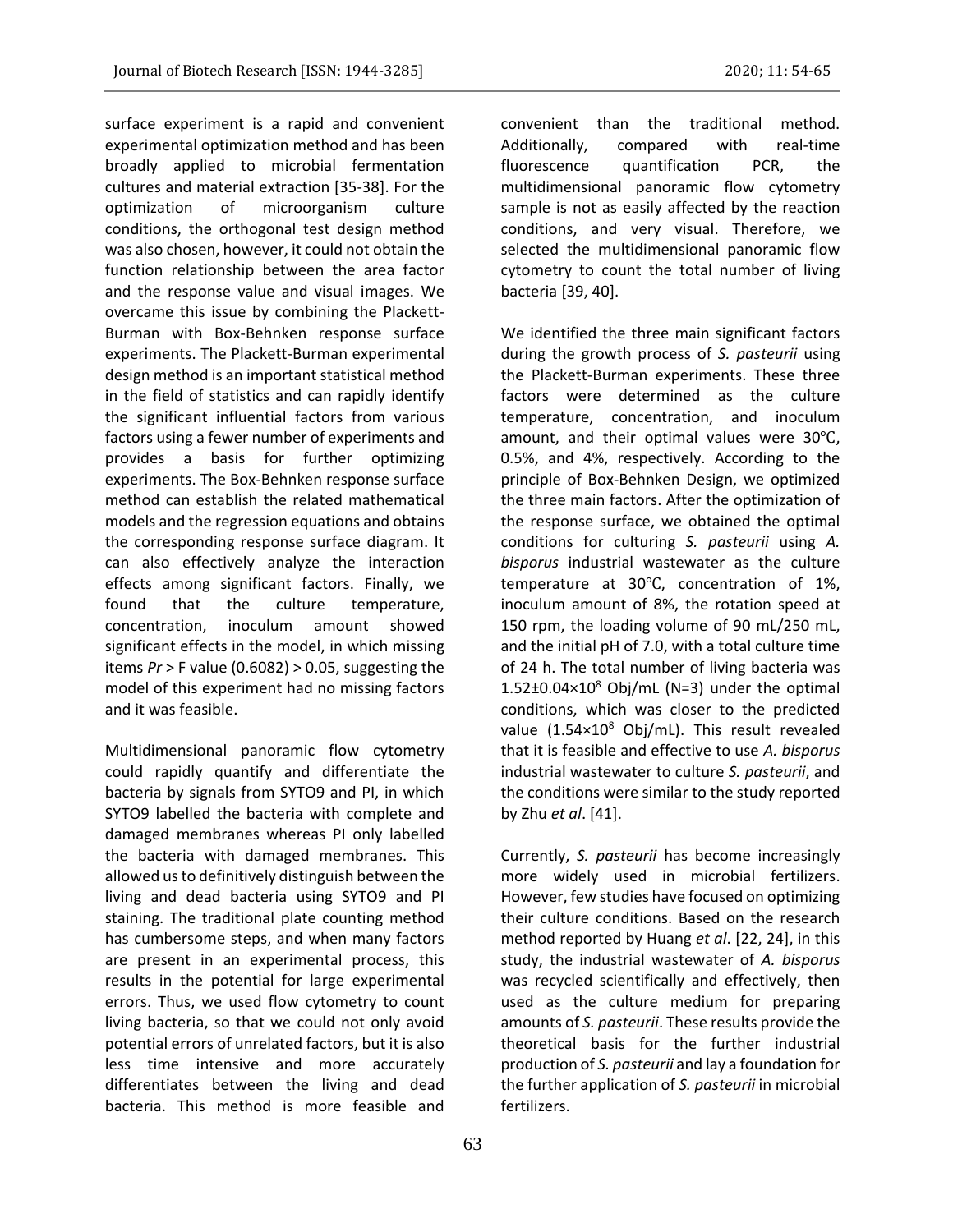surface experiment is a rapid and convenient experimental optimization method and has been broadly applied to microbial fermentation cultures and material extraction [35-38]. For the optimization of microorganism culture conditions, the orthogonal test design method was also chosen, however, it could not obtain the function relationship between the area factor and the response value and visual images. We overcame this issue by combining the Plackett-Burman with Box-Behnken response surface experiments. The Plackett-Burman experimental design method is an important statistical method in the field of statistics and can rapidly identify the significant influential factors from various factors using a fewer number of experiments and provides a basis for further optimizing experiments. The Box-Behnken response surface method can establish the related mathematical models and the regression equations and obtains the corresponding response surface diagram. It can also effectively analyze the interaction effects among significant factors. Finally, we found that the culture temperature, concentration, inoculum amount showed significant effects in the model, in which missing items $Pr > F$ value (0.6082) > 0.05, suggesting the model of this experiment had no missing factors and it was feasible.

Multidimensional panoramic flow cytometry could rapidly quantify and differentiate the bacteria by signals from SYTO9 and PI, in which SYTO9 labelled the bacteria with complete and damaged membranes whereas PI only labelled the bacteria with damaged membranes. This allowed us to definitively distinguish between the living and dead bacteria using SYTO9 and PI staining. The traditional plate counting method has cumbersome steps, and when many factors are present in an experimental process, this results in the potential for large experimental errors. Thus, we used flow cytometry to count living bacteria, so that we could not only avoid potential errors of unrelated factors, but it is also less time intensive and more accurately differentiates between the living and dead bacteria. This method is more feasible and convenient than the traditional method. Additionally, compared with real-time fluorescence quantification PCR, the multidimensional panoramic flow cytometry sample is not as easily affected by the reaction conditions, and very visual. Therefore, we selected the multidimensional panoramic flow cytometry to count the total number of living bacteria [39, 40].

We identified the three main significant factors during the growth process of *S. pasteurii* using the Plackett-Burman experiments. These three factors were determined as the culture temperature, concentration, and inoculum amount, and their optimal values were 30℃, 0.5%, and 4%, respectively. According to the principle of Box-Behnken Design, we optimized the three main factors. After the optimization of the response surface, we obtained the optimal conditions for culturing *S. pasteurii* using *A. bisporus* industrial wastewater as the culture temperature at 30℃, concentration of 1%, inoculum amount of 8%, the rotation speed at 150 rpm, the loading volume of 90 mL/250 mL, and the initial pH of 7.0, with a total culture time of 24 h. The total number of living bacteria was $1.52 \pm 0.04 \times 10^8$ Obj/mL (N=3) under the optimal conditions, which was closer to the predicted value ($1.54 \times 10^8$ Obj/mL). This result revealed that it is feasible and effective to use *A. bisporus* industrial wastewater to culture *S. pasteurii*, and the conditions were similar to the study reported by Zhu *et al*. [41].

Currently, *S. pasteurii* has become increasingly more widely used in microbial fertilizers. However, few studies have focused on optimizing their culture conditions. Based on the research method reported by Huang *et al*. [22, 24], in this study, the industrial wastewater of *A. bisporus* was recycled scientifically and effectively, then used as the culture medium for preparing amounts of *S. pasteurii*. These results provide the theoretical basis for the further industrial production of *S. pasteurii* and lay a foundation for the further application of *S. pasteurii* in microbial fertilizers.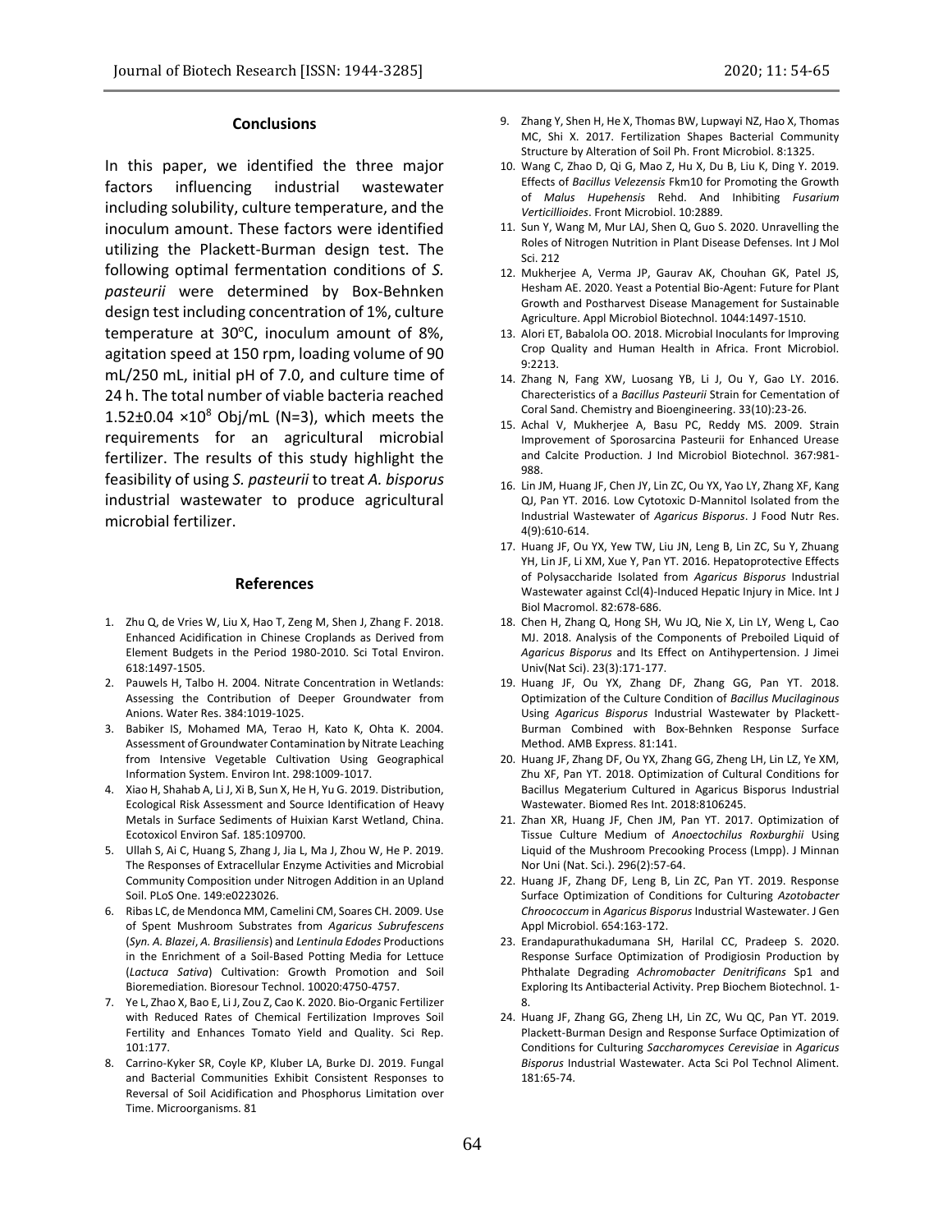## Conclusions

In this paper, we identified the three major factors influencing industrial wastewater including solubility, culture temperature, and the inoculum amount. These factors were identified utilizing the Plackett-Burman design test. The following optimal fermentation conditions of *S. pasteurii* were determined by Box-Behnken design test including concentration of 1%, culture temperature at 30℃, inoculum amount of 8%, agitation speed at 150 rpm, loading volume of 90 mL/250 mL, initial pH of 7.0, and culture time of 24 h. The total number of viable bacteria reached 1.52±0.04 $\times 10^8$ Obj/mL (N=3), which meets the requirements for an agricultural microbial fertilizer. The results of this study highlight the feasibility of using *S. pasteurii* to treat *A. bisporus* industrial wastewater to produce agricultural microbial fertilizer.

## References

1. Zhu Q, de Vries W, Liu X, Hao T, Zeng M, Shen J, Zhang F. 2018. Enhanced Acidification in Chinese Croplands as Derived from Element Budgets in the Period 1980-2010. Sci Total Environ. 618:1497-1505.
2. Pauwels H, Talbo H. 2004. Nitrate Concentration in Wetlands: Assessing the Contribution of Deeper Groundwater from Anions. Water Res. 384:1019-1025.
3. Babiker IS, Mohamed MA, Terao H, Kato K, Ohta K. 2004. Assessment of Groundwater Contamination by Nitrate Leaching from Intensive Vegetable Cultivation Using Geographical Information System. Environ Int. 298:1009-1017.
4. Xiao H, Shahab A, Li J, Xi B, Sun X, He H, Yu G. 2019. Distribution, Ecological Risk Assessment and Source Identification of Heavy Metals in Surface Sediments of Huixian Karst Wetland, China. Ecotoxicol Environ Saf. 185:109700.
5. Ullah S, Ai C, Huang S, Zhang J, Jia L, Ma J, Zhou W, He P. 2019. The Responses of Extracellular Enzyme Activities and Microbial Community Composition under Nitrogen Addition in an Upland Soil. PLoS One. 149:e0223026.
6. Ribas LC, de Mendonca MM, Camelini CM, Soares CH. 2009. Use of Spent Mushroom Substrates from *Agaricus Subrufescens* (*Syn. A. Blazei*, *A. Brasiliensis*) and *Lentinula Edodes* Productions in the Enrichment of a Soil-Based Potting Media for Lettuce (*Lactuca Sativa*) Cultivation: Growth Promotion and Soil Bioremediation. Bioresour Technol. 10020:4750-4757.
7. Ye L, Zhao X, Bao E, Li J, Zou Z, Cao K. 2020. Bio-Organic Fertilizer with Reduced Rates of Chemical Fertilization Improves Soil Fertility and Enhances Tomato Yield and Quality. Sci Rep. 101:177.
8. Carrino-Kyker SR, Coyle KP, Kluber LA, Burke DJ. 2019. Fungal and Bacterial Communities Exhibit Consistent Responses to Reversal of Soil Acidification and Phosphorus Limitation over Time. Microorganisms. 81
9. Zhang Y, Shen H, He X, Thomas BW, Lupwayi NZ, Hao X, Thomas MC, Shi X. 2017. Fertilization Shapes Bacterial Community Structure by Alteration of Soil Ph. Front Microbiol. 8:1325.
10. Wang C, Zhao D, Qi G, Mao Z, Hu X, Du B, Liu K, Ding Y. 2019. Effects of *Bacillus Velezensis* Fkm10 for Promoting the Growth of *Malus Hupehensis* Rehd. And Inhibiting *Fusarium Verticillioides*. Front Microbiol. 10:2889.
11. Sun Y, Wang M, Mur LAJ, Shen Q, Guo S. 2020. Unravelling the Roles of Nitrogen Nutrition in Plant Disease Defenses. Int J Mol Sci. 212
12. Mukherjee A, Verma JP, Gaurav AK, Chouhan GK, Patel JS, Hesham AE. 2020. Yeast a Potential Bio-Agent: Future for Plant Growth and Postharvest Disease Management for Sustainable Agriculture. Appl Microbiol Biotechnol. 1044:1497-1510.
13. Alori ET, Babalola OO. 2018. Microbial Inoculants for Improving Crop Quality and Human Health in Africa. Front Microbiol. 9:2213.
14. Zhang N, Fang XW, Luosang YB, Li J, Ou Y, Gao LY. 2016. Charecteristics of a *Bacillus Pasteurii* Strain for Cementation of Coral Sand. Chemistry and Bioengineering. 33(10):23-26.
15. Achal V, Mukherjee A, Basu PC, Reddy MS. 2009. Strain Improvement of Sporosarcina Pasteurii for Enhanced Urease and Calcite Production. J Ind Microbiol Biotechnol. 367:981-988.
16. Lin JM, Huang JF, Chen JY, Lin ZC, Ou YX, Yao LY, Zhang XF, Kang QJ, Pan YT. 2016. Low Cytotoxic D-Mannitol Isolated from the Industrial Wastewater of *Agaricus Bisporus*. J Food Nutr Res. 4(9):610-614.
17. Huang JF, Ou YX, Yew TW, Liu JN, Leng B, Lin ZC, Su Y, Zhuang YH, Lin JF, Li XM, Xue Y, Pan YT. 2016. Hepatoprotective Effects of Polysaccharide Isolated from *Agaricus Bisporus* Industrial Wastewater against Ccl(4)-Induced Hepatic Injury in Mice. Int J Biol Macromol. 82:678-686.
18. Chen H, Zhang Q, Hong SH, Wu JQ, Nie X, Lin LY, Weng L, Cao MJ. 2018. Analysis of the Components of Preboiled Liquid of *Agaricus Bisporus* and Its Effect on Antihypertension. J Jimei Univ(Nat Sci). 23(3):171-177.
19. Huang JF, Ou YX, Zhang DF, Zhang GG, Pan YT. 2018. Optimization of the Culture Condition of *Bacillus Mucilaginous* Using *Agaricus Bisporus* Industrial Wastewater by Plackett-Burman Combined with Box-Behnken Response Surface Method. AMB Express. 81:141.
20. Huang JF, Zhang DF, Ou YX, Zhang GG, Zheng LH, Lin LZ, Ye XM, Zhu XF, Pan YT. 2018. Optimization of Cultural Conditions for Bacillus Megaterium Cultured in Agaricus Bisporus Industrial Wastewater. Biomed Res Int. 2018:8106245.
21. Zhan XR, Huang JF, Chen JM, Pan YT. 2017. Optimization of Tissue Culture Medium of *Anoectochilus Roxburghii* Using Liquid of the Mushroom Precooking Process (Lmpp). J Minnan Nor Uni (Nat. Sci.). 296(2):57-64.
22. Huang JF, Zhang DF, Leng B, Lin ZC, Pan YT. 2019. Response Surface Optimization of Conditions for Culturing *Azotobacter Chroococcum* in *Agaricus Bisporus* Industrial Wastewater. J Gen Appl Microbiol. 654:163-172.
23. Erandapurathukadumana SH, Harilal CC, Pradeep S. 2020. Response Surface Optimization of Prodigiosin Production by Phthalate Degrading *Achromobacter Denitrificans* Sp1 and Exploring Its Antibacterial Activity. Prep Biochem Biotechnol. 1-8.
24. Huang JF, Zhang GG, Zheng LH, Lin ZC, Wu QC, Pan YT. 2019. Plackett-Burman Design and Response Surface Optimization of Conditions for Culturing *Saccharomyces Cerevisiae* in *Agaricus Bisporus* Industrial Wastewater. Acta Sci Pol Technol Aliment. 181:65-74.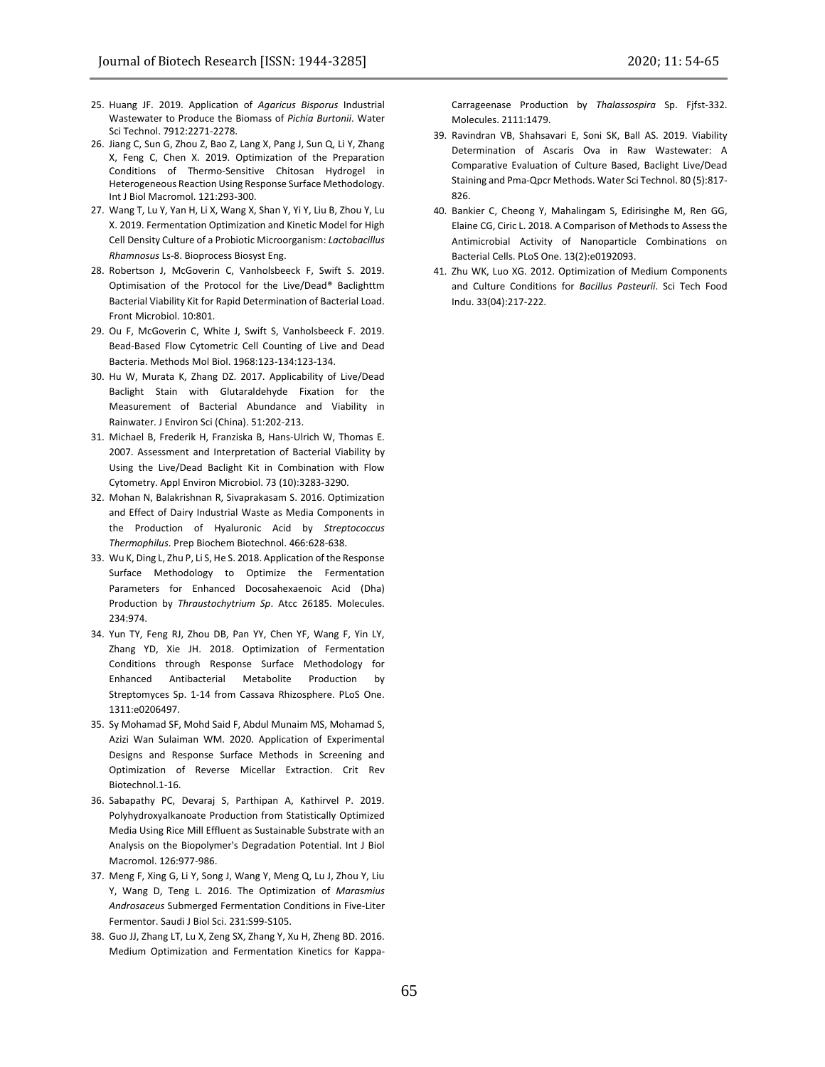25. Huang JF. 2019. Application of *Agaricus Bisporus* Industrial Wastewater to Produce the Biomass of *Pichia Burtonii*. Water Sci Technol. 7912:2271-2278.
26. Jiang C, Sun G, Zhou Z, Bao Z, Lang X, Pang J, Sun Q, Li Y, Zhang X, Feng C, Chen X. 2019. Optimization of the Preparation Conditions of Thermo-Sensitive Chitosan Hydrogel in Heterogeneous Reaction Using Response Surface Methodology. Int J Biol Macromol. 121:293-300.
27. Wang T, Lu Y, Yan H, Li X, Wang X, Shan Y, Yi Y, Liu B, Zhou Y, Lu X. 2019. Fermentation Optimization and Kinetic Model for High Cell Density Culture of a Probiotic Microorganism: *Lactobacillus Rhamnosus* Ls-8. Bioprocess Biosyst Eng.
28. Robertson J, McGoverin C, Vanholsbeeck F, Swift S. 2019. Optimisation of the Protocol for the Live/Dead® Baclighttm Bacterial Viability Kit for Rapid Determination of Bacterial Load. Front Microbiol. 10:801.
29. Ou F, McGoverin C, White J, Swift S, Vanholsbeeck F. 2019. Bead-Based Flow Cytometric Cell Counting of Live and Dead Bacteria. Methods Mol Biol. 1968:123-134:123-134.
30. Hu W, Murata K, Zhang DZ. 2017. Applicability of Live/Dead Baclight Stain with Glutaraldehyde Fixation for the Measurement of Bacterial Abundance and Viability in Rainwater. J Environ Sci (China). 51:202-213.
31. Michael B, Frederik H, Franziska B, Hans-Ulrich W, Thomas E. 2007. Assessment and Interpretation of Bacterial Viability by Using the Live/Dead Baclight Kit in Combination with Flow Cytometry. Appl Environ Microbiol. 73 (10):3283-3290.
32. Mohan N, Balakrishnan R, Sivaprakasam S. 2016. Optimization and Effect of Dairy Industrial Waste as Media Components in the Production of Hyaluronic Acid by *Streptococcus Thermophilus*. Prep Biochem Biotechnol. 466:628-638.
33. Wu K, Ding L, Zhu P, Li S, He S. 2018. Application of the Response Surface Methodology to Optimize the Fermentation Parameters for Enhanced Docosahexaenoic Acid (Dha) Production by *Thraustochytrium Sp*. Atcc 26185. Molecules. 234:974.
34. Yun TY, Feng RJ, Zhou DB, Pan YY, Chen YF, Wang F, Yin LY, Zhang YD, Xie JH. 2018. Optimization of Fermentation Conditions through Response Surface Methodology for Enhanced Antibacterial Metabolite Production by Streptomyces Sp. 1-14 from Cassava Rhizosphere. PLoS One. 1311:e0206497.
35. Sy Mohamad SF, Mohd Said F, Abdul Munaim MS, Mohamad S, Azizi Wan Sulaiman WM. 2020. Application of Experimental Designs and Response Surface Methods in Screening and Optimization of Reverse Micellar Extraction. Crit Rev Biotechnol.1-16.
36. Sabapathy PC, Devaraj S, Parthipan A, Kathirvel P. 2019. Polyhydroxyalkanoate Production from Statistically Optimized Media Using Rice Mill Effluent as Sustainable Substrate with an Analysis on the Biopolymer's Degradation Potential. Int J Biol Macromol. 126:977-986.
37. Meng F, Xing G, Li Y, Song J, Wang Y, Meng Q, Lu J, Zhou Y, Liu Y, Wang D, Teng L. 2016. The Optimization of *Marasmius Androsaceus* Submerged Fermentation Conditions in Five-Liter Fermentor. Saudi J Biol Sci. 231:S99-S105.
38. Guo JJ, Zhang LT, Lu X, Zeng SX, Zhang Y, Xu H, Zheng BD. 2016. Medium Optimization and Fermentation Kinetics for Kappa-Carrageenase Production by *Thalassospira* Sp. Fjfst-332. Molecules. 2111:1479.
39. Ravindran VB, Shahsavari E, Soni SK, Ball AS. 2019. Viability Determination of Ascaris Ova in Raw Wastewater: A Comparative Evaluation of Culture Based, Baclight Live/Dead Staining and Pma-Qpcr Methods. Water Sci Technol. 80 (5):817-826.
40. Bankier C, Cheong Y, Mahalingam S, Edirisinghe M, Ren GG, Elaine CG, Ciric L. 2018. A Comparison of Methods to Assess the Antimicrobial Activity of Nanoparticle Combinations on Bacterial Cells. PLoS One. 13(2):e0192093.
41. Zhu WK, Luo XG. 2012. Optimization of Medium Components and Culture Conditions for *Bacillus Pasteurii*. Sci Tech Food Indu. 33(04):217-222.